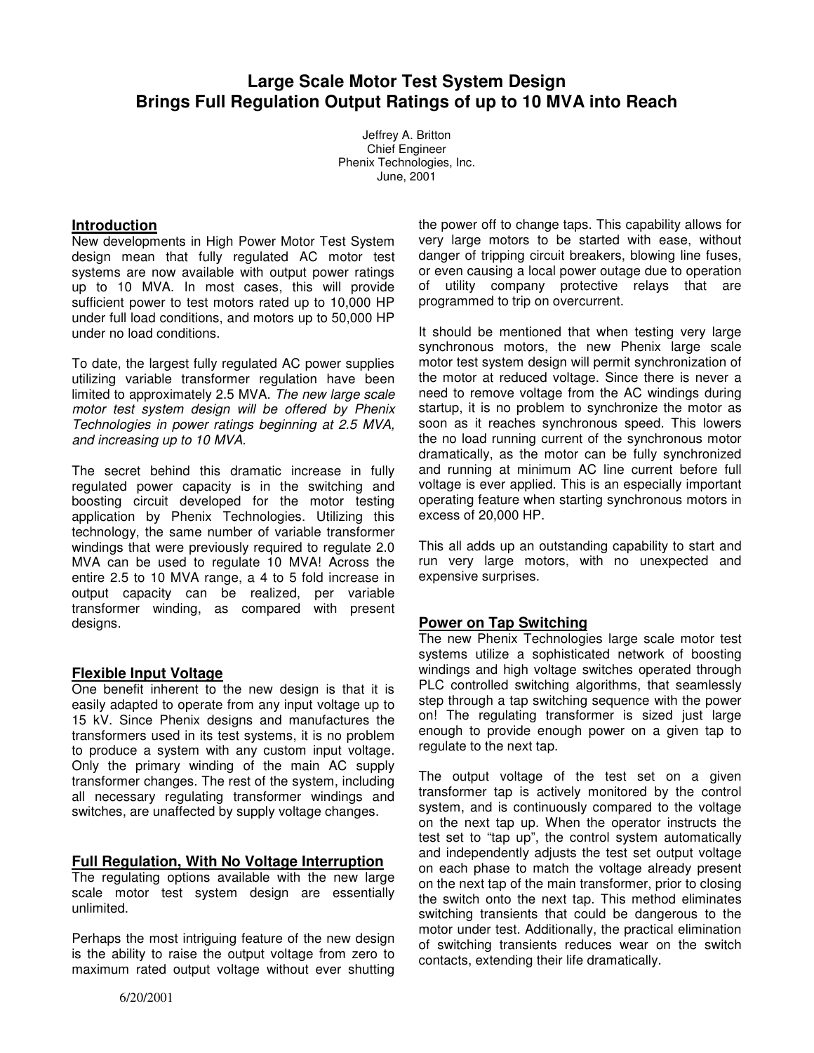# Large Scale Motor Test System Design
# Brings Full Regulation Output Ratings of up to 10 MVA into Reach

Jeffrey A. Britton
Chief Engineer
Phenix Technologies, Inc.
June, 2001

## Introduction

New developments in High Power Motor Test System design mean that fully regulated AC motor test systems are now available with output power ratings up to 10 MVA. In most cases, this will provide sufficient power to test motors rated up to 10,000 HP under full load conditions, and motors up to 50,000 HP under no load conditions.

To date, the largest fully regulated AC power supplies utilizing variable transformer regulation have been limited to approximately 2.5 MVA. *The new large scale motor test system design will be offered by Phenix Technologies in power ratings beginning at 2.5 MVA, and increasing up to 10 MVA.*

The secret behind this dramatic increase in fully regulated power capacity is in the switching and boosting circuit developed for the motor testing application by Phenix Technologies. Utilizing this technology, the same number of variable transformer windings that were previously required to regulate 2.0 MVA can be used to regulate 10 MVA! Across the entire 2.5 to 10 MVA range, a 4 to 5 fold increase in output capacity can be realized, per variable transformer winding, as compared with present designs.

## Flexible Input Voltage

One benefit inherent to the new design is that it is easily adapted to operate from any input voltage up to 15 kV. Since Phenix designs and manufactures the transformers used in its test systems, it is no problem to produce a system with any custom input voltage. Only the primary winding of the main AC supply transformer changes. The rest of the system, including all necessary regulating transformer windings and switches, are unaffected by supply voltage changes.

## Full Regulation, With No Voltage Interruption

The regulating options available with the new large scale motor test system design are essentially unlimited.

Perhaps the most intriguing feature of the new design is the ability to raise the output voltage from zero to maximum rated output voltage without ever shutting the power off to change taps. This capability allows for very large motors to be started with ease, without danger of tripping circuit breakers, blowing line fuses, or even causing a local power outage due to operation of utility company protective relays that are programmed to trip on overcurrent.

It should be mentioned that when testing very large synchronous motors, the new Phenix large scale motor test system design will permit synchronization of the motor at reduced voltage. Since there is never a need to remove voltage from the AC windings during startup, it is no problem to synchronize the motor as soon as it reaches synchronous speed. This lowers the no load running current of the synchronous motor dramatically, as the motor can be fully synchronized and running at minimum AC line current before full voltage is ever applied. This is an especially important operating feature when starting synchronous motors in excess of 20,000 HP.

This all adds up an outstanding capability to start and run very large motors, with no unexpected and expensive surprises.

## Power on Tap Switching

The new Phenix Technologies large scale motor test systems utilize a sophisticated network of boosting windings and high voltage switches operated through PLC controlled switching algorithms, that seamlessly step through a tap switching sequence with the power on! The regulating transformer is sized just large enough to provide enough power on a given tap to regulate to the next tap.

The output voltage of the test set on a given transformer tap is actively monitored by the control system, and is continuously compared to the voltage on the next tap up. When the operator instructs the test set to "tap up", the control system automatically and independently adjusts the test set output voltage on each phase to match the voltage already present on the next tap of the main transformer, prior to closing the switch onto the next tap. This method eliminates switching transients that could be dangerous to the motor under test. Additionally, the practical elimination of switching transients reduces wear on the switch contacts, extending their life dramatically.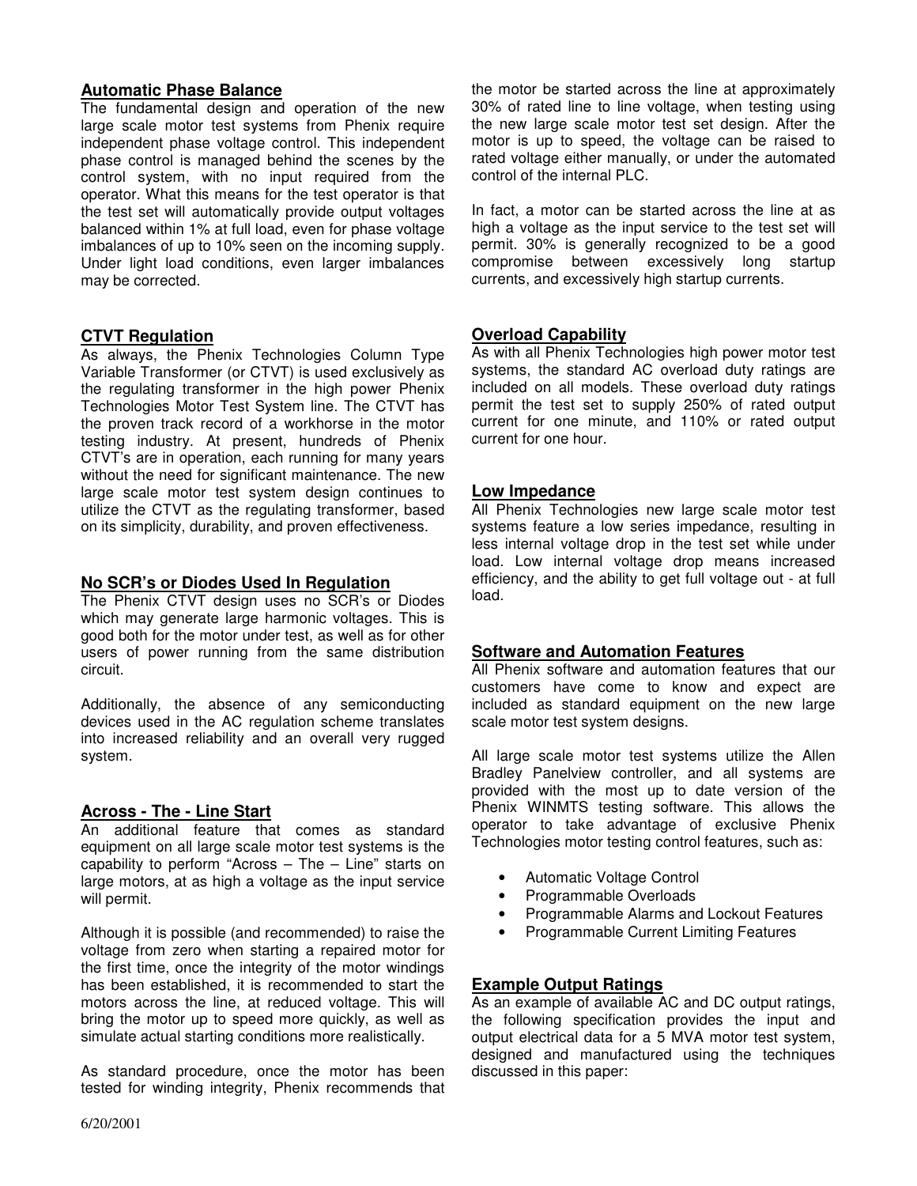## Automatic Phase Balance

The fundamental design and operation of the new large scale motor test systems from Phenix require independent phase voltage control. This independent phase control is managed behind the scenes by the control system, with no input required from the operator. What this means for the test operator is that the test set will automatically provide output voltages balanced within 1% at full load, even for phase voltage imbalances of up to 10% seen on the incoming supply. Under light load conditions, even larger imbalances may be corrected.

## CTVT Regulation

As always, the Phenix Technologies Column Type Variable Transformer (or CTVT) is used exclusively as the regulating transformer in the high power Phenix Technologies Motor Test System line. The CTVT has the proven track record of a workhorse in the motor testing industry. At present, hundreds of Phenix CTVT's are in operation, each running for many years without the need for significant maintenance. The new large scale motor test system design continues to utilize the CTVT as the regulating transformer, based on its simplicity, durability, and proven effectiveness.

## No SCR's or Diodes Used In Regulation

The Phenix CTVT design uses no SCR's or Diodes which may generate large harmonic voltages. This is good both for the motor under test, as well as for other users of power running from the same distribution circuit.

Additionally, the absence of any semiconducting devices used in the AC regulation scheme translates into increased reliability and an overall very rugged system.

## Across - The - Line Start

An additional feature that comes as standard equipment on all large scale motor test systems is the capability to perform "Across – The – Line" starts on large motors, at as high a voltage as the input service will permit.

Although it is possible (and recommended) to raise the voltage from zero when starting a repaired motor for the first time, once the integrity of the motor windings has been established, it is recommended to start the motors across the line, at reduced voltage. This will bring the motor up to speed more quickly, as well as simulate actual starting conditions more realistically.

As standard procedure, once the motor has been tested for winding integrity, Phenix recommends that the motor be started across the line at approximately 30% of rated line to line voltage, when testing using the new large scale motor test set design. After the motor is up to speed, the voltage can be raised to rated voltage either manually, or under the automated control of the internal PLC.

In fact, a motor can be started across the line at as high a voltage as the input service to the test set will permit. 30% is generally recognized to be a good compromise between excessively long startup currents, and excessively high startup currents.

## Overload Capability

As with all Phenix Technologies high power motor test systems, the standard AC overload duty ratings are included on all models. These overload duty ratings permit the test set to supply 250% of rated output current for one minute, and 110% or rated output current for one hour.

## Low Impedance

All Phenix Technologies new large scale motor test systems feature a low series impedance, resulting in less internal voltage drop in the test set while under load. Low internal voltage drop means increased efficiency, and the ability to get full voltage out - at full load.

## Software and Automation Features

All Phenix software and automation features that our customers have come to know and expect are included as standard equipment on the new large scale motor test system designs.

All large scale motor test systems utilize the Allen Bradley Panelview controller, and all systems are provided with the most up to date version of the Phenix WINMTS testing software. This allows the operator to take advantage of exclusive Phenix Technologies motor testing control features, such as:

- Automatic Voltage Control
- Programmable Overloads
- Programmable Alarms and Lockout Features
- Programmable Current Limiting Features

## Example Output Ratings

As an example of available AC and DC output ratings, the following specification provides the input and output electrical data for a 5 MVA motor test system, designed and manufactured using the techniques discussed in this paper: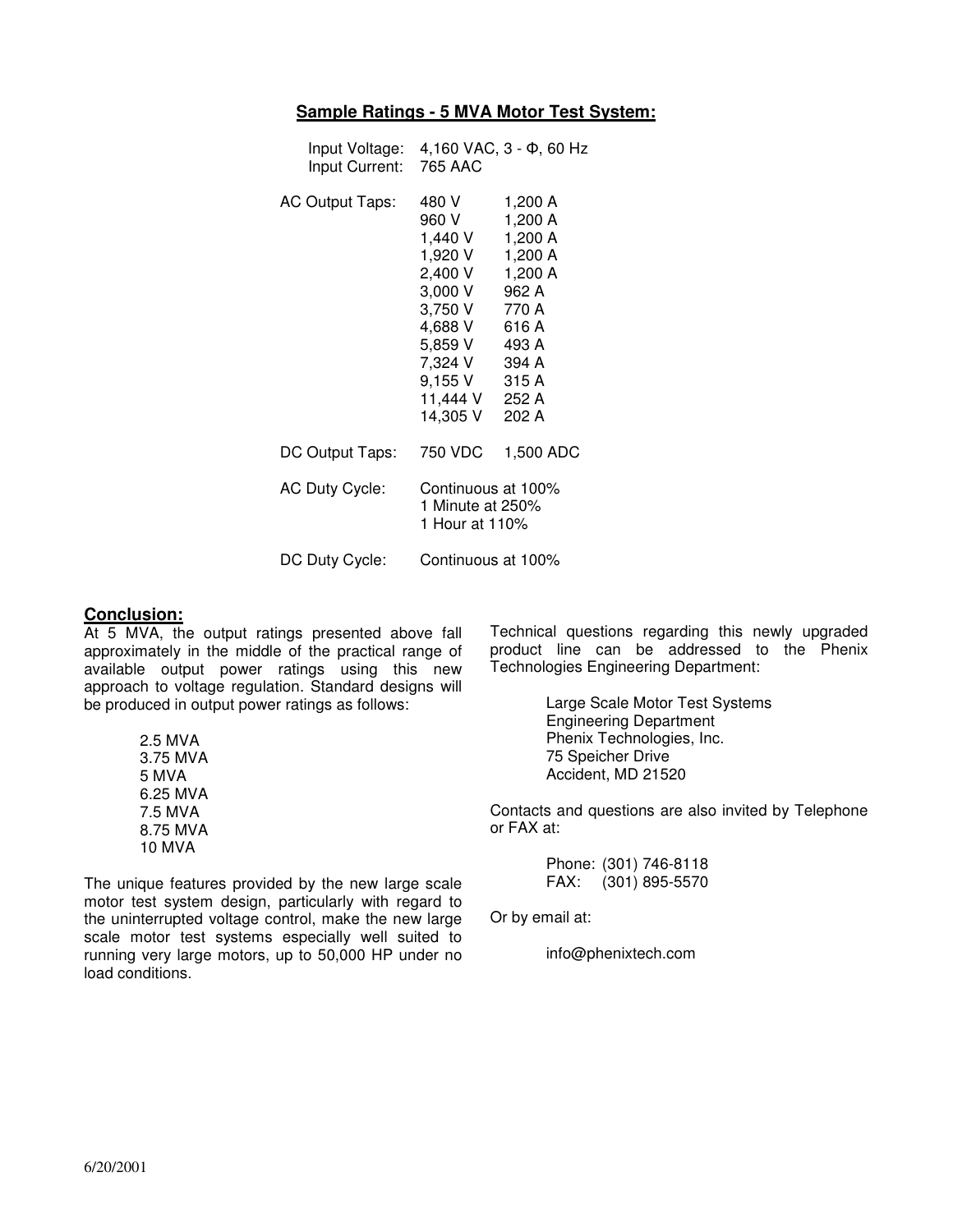## Sample Ratings - 5 MVA Motor Test System:

| | | |
|---|---|---|
| Input Voltage: | 4,160 VAC, 3 - Φ, 60 Hz | |
| Input Current: | 765 AAC | |
| AC Output Taps: | 480 V | 1,200 A |
| | 960 V | 1,200 A |
| | 1,440 V | 1,200 A |
| | 1,920 V | 1,200 A |
| | 2,400 V | 1,200 A |
| | 3,000 V | 962 A |
| | 3,750 V | 770 A |
| | 4,688 V | 616 A |
| | 5,859 V | 493 A |
| | 7,324 V | 394 A |
| | 9,155 V | 315 A |
| | 11,444 V | 252 A |
| | 14,305 V | 202 A |
| DC Output Taps: | 750 VDC | 1,500 ADC |
| AC Duty Cycle: | Continuous at 100% | |
| | 1 Minute at 250% | |
| | 1 Hour at 110% | |
| DC Duty Cycle: | Continuous at 100% | |

## Conclusion:

At 5 MVA, the output ratings presented above fall approximately in the middle of the practical range of available output power ratings using this new approach to voltage regulation. Standard designs will be produced in output power ratings as follows:

- 2.5 MVA
- 3.75 MVA
- 5 MVA
- 6.25 MVA
- 7.5 MVA
- 8.75 MVA
- 10 MVA

The unique features provided by the new large scale motor test system design, particularly with regard to the uninterrupted voltage control, make the new large scale motor test systems especially well suited to running very large motors, up to 50,000 HP under no load conditions.

Technical questions regarding this newly upgraded product line can be addressed to the Phenix Technologies Engineering Department:

Large Scale Motor Test Systems
Engineering Department
Phenix Technologies, Inc.
75 Speicher Drive
Accident, MD 21520

Contacts and questions are also invited by Telephone or FAX at:

Phone: (301) 746-8118
FAX: (301) 895-5570

Or by email at:

info@phenixtech.com

6/20/2001